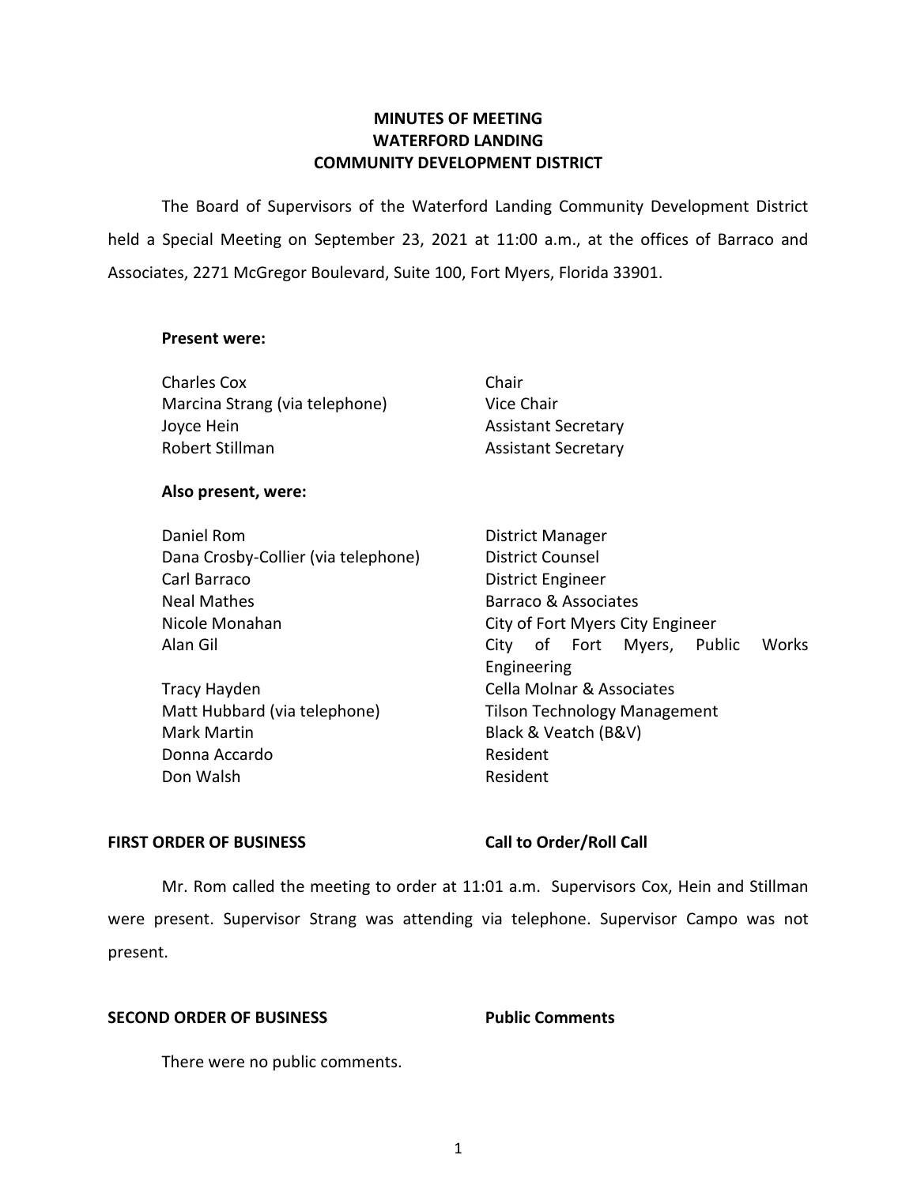# MINUTES OF MEETING
# WATERFORD LANDING
# COMMUNITY DEVELOPMENT DISTRICT

The Board of Supervisors of the Waterford Landing Community Development District held a Special Meeting on September 23, 2021 at 11:00 a.m., at the offices of Barraco and Associates, 2271 McGregor Boulevard, Suite 100, Fort Myers, Florida 33901.

**Present were:**

| | |
|---|---|
| Charles Cox | Chair |
| Marcina Strang (via telephone) | Vice Chair |
| Joyce Hein | Assistant Secretary |
| Robert Stillman | Assistant Secretary |

**Also present, were:**

| | |
|---|---|
| Daniel Rom | District Manager |
| Dana Crosby-Collier (via telephone) | District Counsel |
| Carl Barraco | District Engineer |
| Neal Mathes | Barraco & Associates |
| Nicole Monahan | City of Fort Myers City Engineer |
| Alan Gil | City of Fort Myers, Public Works Engineering |
| Tracy Hayden | Cella Molnar & Associates |
| Matt Hubbard (via telephone) | Tilson Technology Management |
| Mark Martin | Black & Veatch (B&V) |
| Donna Accardo | Resident |
| Don Walsh | Resident |

**FIRST ORDER OF BUSINESS** **Call to Order/Roll Call**

Mr. Rom called the meeting to order at 11:01 a.m. Supervisors Cox, Hein and Stillman were present. Supervisor Strang was attending via telephone. Supervisor Campo was not present.

**SECOND ORDER OF BUSINESS** **Public Comments**

There were no public comments.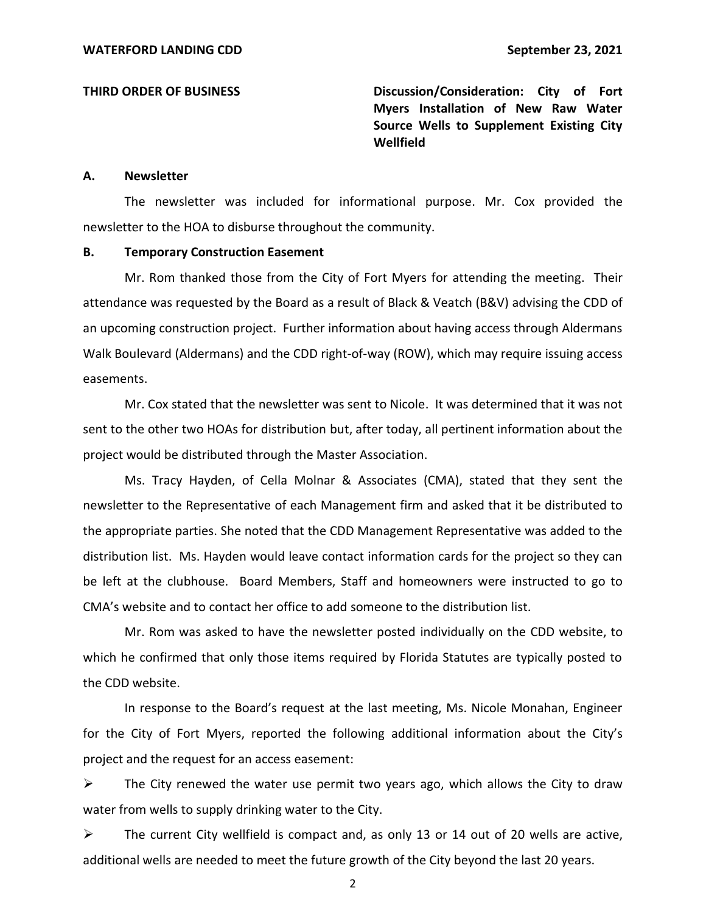**THIRD ORDER OF BUSINESS** **Discussion/Consideration: City of Fort Myers Installation of New Raw Water Source Wells to Supplement Existing City Wellfield**

**A. Newsletter**

The newsletter was included for informational purpose. Mr. Cox provided the newsletter to the HOA to disburse throughout the community.

**B. Temporary Construction Easement**

Mr. Rom thanked those from the City of Fort Myers for attending the meeting. Their attendance was requested by the Board as a result of Black & Veatch (B&V) advising the CDD of an upcoming construction project. Further information about having access through Aldermans Walk Boulevard (Aldermans) and the CDD right-of-way (ROW), which may require issuing access easements.

Mr. Cox stated that the newsletter was sent to Nicole. It was determined that it was not sent to the other two HOAs for distribution but, after today, all pertinent information about the project would be distributed through the Master Association.

Ms. Tracy Hayden, of Cella Molnar & Associates (CMA), stated that they sent the newsletter to the Representative of each Management firm and asked that it be distributed to the appropriate parties. She noted that the CDD Management Representative was added to the distribution list. Ms. Hayden would leave contact information cards for the project so they can be left at the clubhouse. Board Members, Staff and homeowners were instructed to go to CMA's website and to contact her office to add someone to the distribution list.

Mr. Rom was asked to have the newsletter posted individually on the CDD website, to which he confirmed that only those items required by Florida Statutes are typically posted to the CDD website.

In response to the Board's request at the last meeting, Ms. Nicole Monahan, Engineer for the City of Fort Myers, reported the following additional information about the City's project and the request for an access easement:

- The City renewed the water use permit two years ago, which allows the City to draw water from wells to supply drinking water to the City.
- The current City wellfield is compact and, as only 13 or 14 out of 20 wells are active, additional wells are needed to meet the future growth of the City beyond the last 20 years.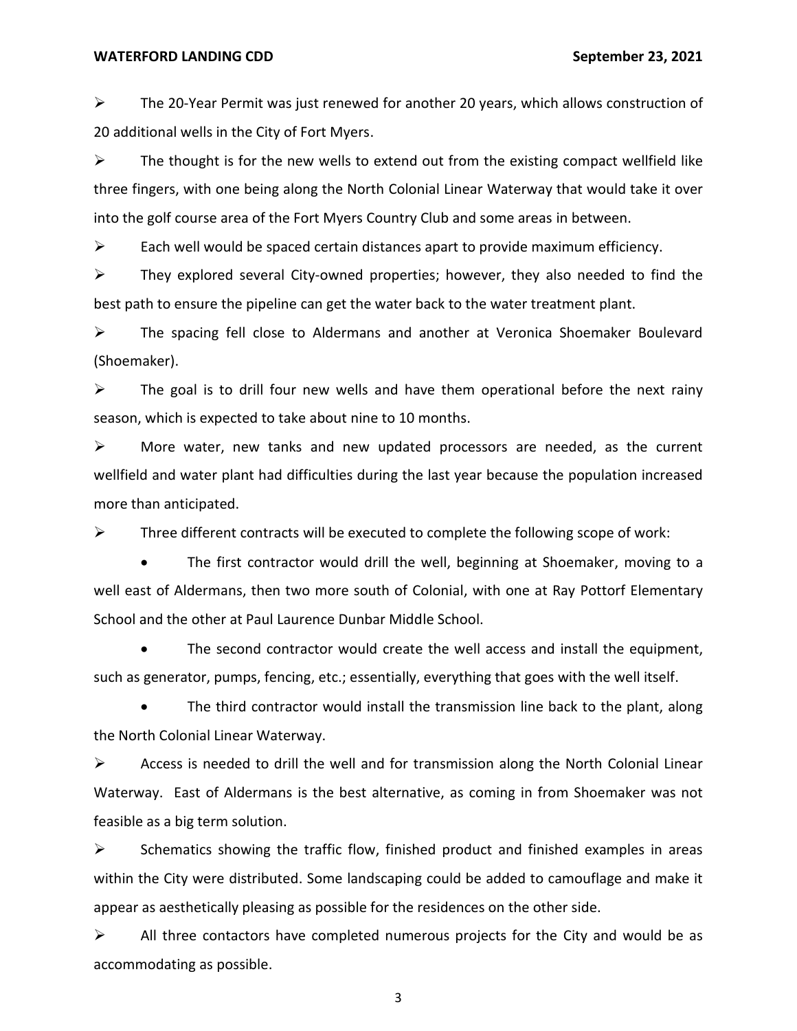- The 20-Year Permit was just renewed for another 20 years, which allows construction of 20 additional wells in the City of Fort Myers.
- The thought is for the new wells to extend out from the existing compact wellfield like three fingers, with one being along the North Colonial Linear Waterway that would take it over into the golf course area of the Fort Myers Country Club and some areas in between.
- Each well would be spaced certain distances apart to provide maximum efficiency.
- They explored several City-owned properties; however, they also needed to find the best path to ensure the pipeline can get the water back to the water treatment plant.
- The spacing fell close to Aldermans and another at Veronica Shoemaker Boulevard (Shoemaker).
- The goal is to drill four new wells and have them operational before the next rainy season, which is expected to take about nine to 10 months.
- More water, new tanks and new updated processors are needed, as the current wellfield and water plant had difficulties during the last year because the population increased more than anticipated.
- Three different contracts will be executed to complete the following scope of work:
  - The first contractor would drill the well, beginning at Shoemaker, moving to a well east of Aldermans, then two more south of Colonial, with one at Ray Pottorf Elementary School and the other at Paul Laurence Dunbar Middle School.
  - The second contractor would create the well access and install the equipment, such as generator, pumps, fencing, etc.; essentially, everything that goes with the well itself.
  - The third contractor would install the transmission line back to the plant, along the North Colonial Linear Waterway.
- Access is needed to drill the well and for transmission along the North Colonial Linear Waterway. East of Aldermans is the best alternative, as coming in from Shoemaker was not feasible as a big term solution.
- Schematics showing the traffic flow, finished product and finished examples in areas within the City were distributed. Some landscaping could be added to camouflage and make it appear as aesthetically pleasing as possible for the residences on the other side.
- All three contactors have completed numerous projects for the City and would be as accommodating as possible.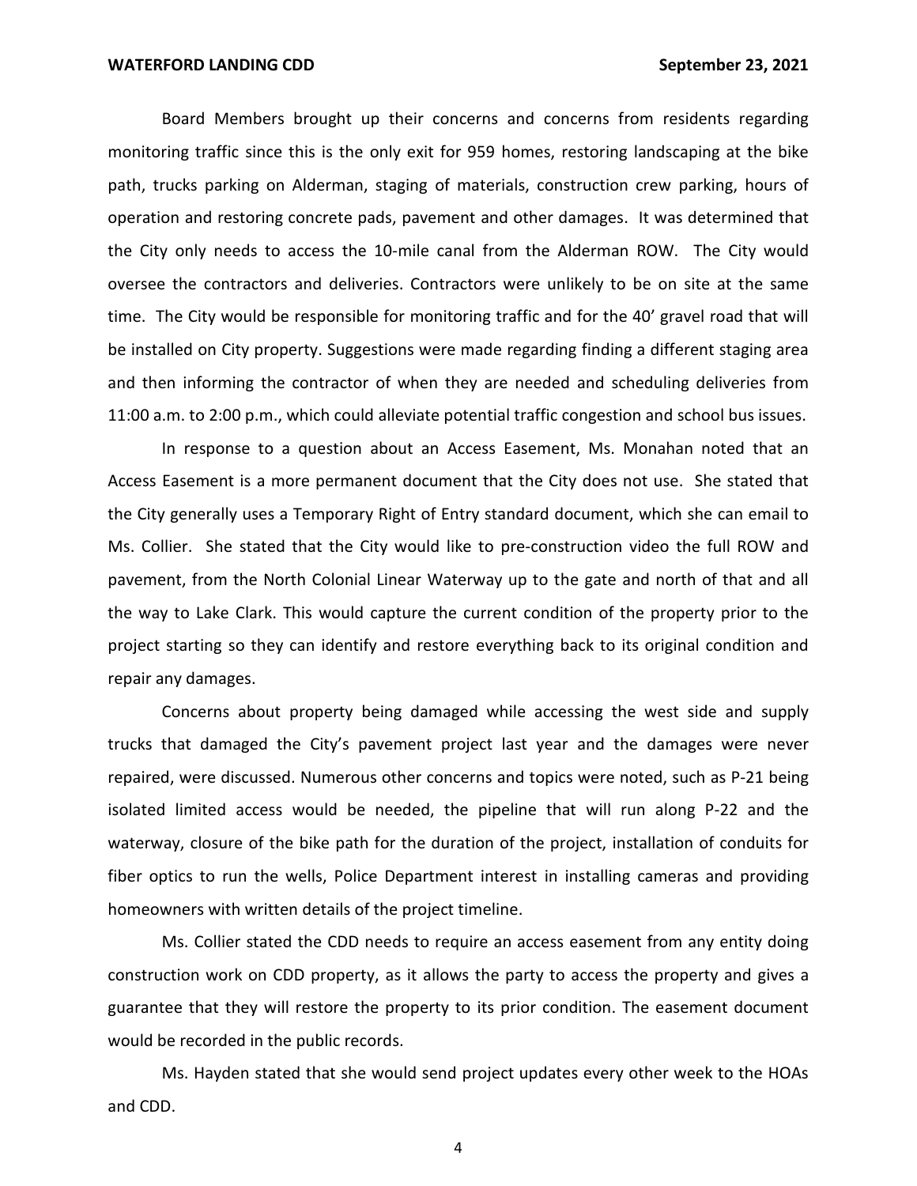Board Members brought up their concerns and concerns from residents regarding monitoring traffic since this is the only exit for 959 homes, restoring landscaping at the bike path, trucks parking on Alderman, staging of materials, construction crew parking, hours of operation and restoring concrete pads, pavement and other damages. It was determined that the City only needs to access the 10-mile canal from the Alderman ROW. The City would oversee the contractors and deliveries. Contractors were unlikely to be on site at the same time. The City would be responsible for monitoring traffic and for the 40' gravel road that will be installed on City property. Suggestions were made regarding finding a different staging area and then informing the contractor of when they are needed and scheduling deliveries from 11:00 a.m. to 2:00 p.m., which could alleviate potential traffic congestion and school bus issues.

In response to a question about an Access Easement, Ms. Monahan noted that an Access Easement is a more permanent document that the City does not use. She stated that the City generally uses a Temporary Right of Entry standard document, which she can email to Ms. Collier. She stated that the City would like to pre-construction video the full ROW and pavement, from the North Colonial Linear Waterway up to the gate and north of that and all the way to Lake Clark. This would capture the current condition of the property prior to the project starting so they can identify and restore everything back to its original condition and repair any damages.

Concerns about property being damaged while accessing the west side and supply trucks that damaged the City's pavement project last year and the damages were never repaired, were discussed. Numerous other concerns and topics were noted, such as P-21 being isolated limited access would be needed, the pipeline that will run along P-22 and the waterway, closure of the bike path for the duration of the project, installation of conduits for fiber optics to run the wells, Police Department interest in installing cameras and providing homeowners with written details of the project timeline.

Ms. Collier stated the CDD needs to require an access easement from any entity doing construction work on CDD property, as it allows the party to access the property and gives a guarantee that they will restore the property to its prior condition. The easement document would be recorded in the public records.

Ms. Hayden stated that she would send project updates every other week to the HOAs and CDD.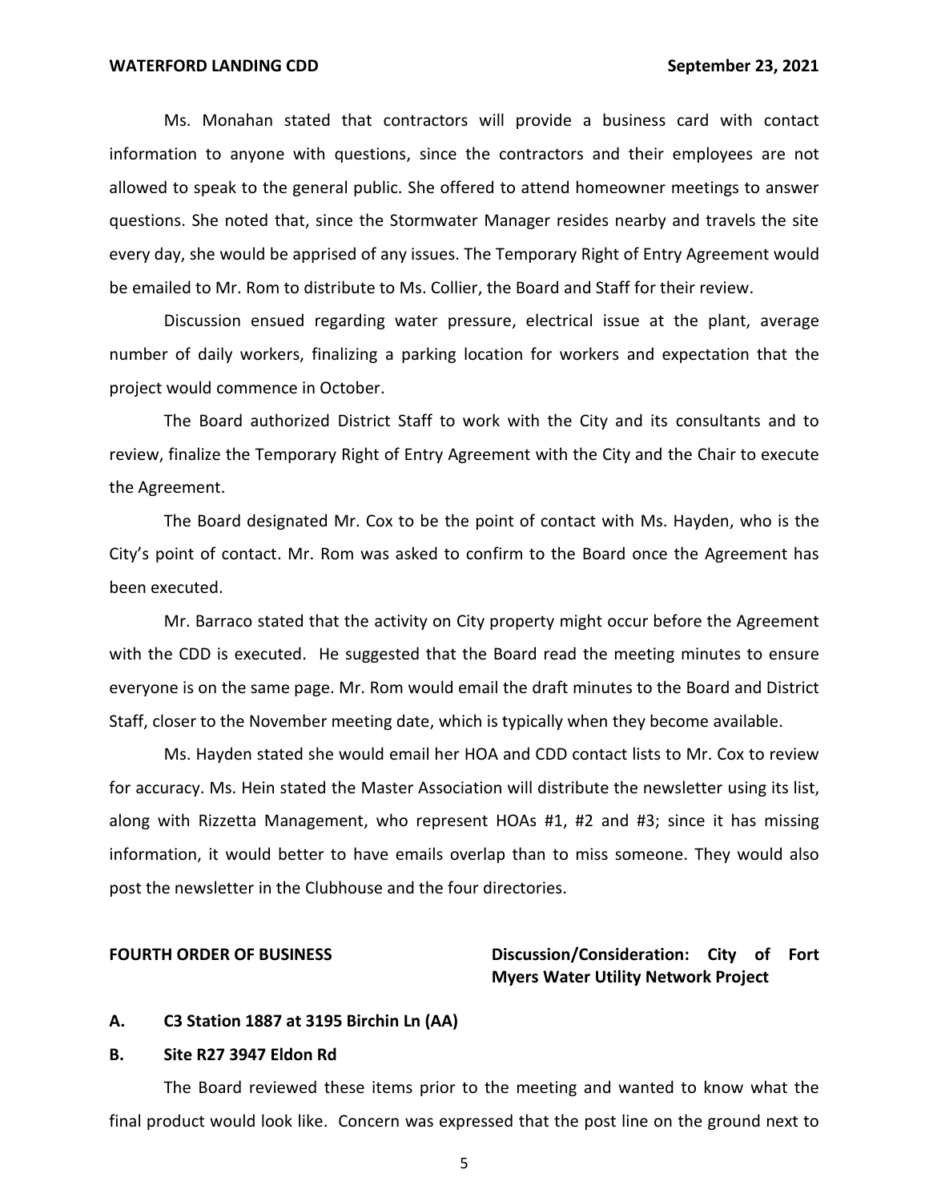Ms. Monahan stated that contractors will provide a business card with contact information to anyone with questions, since the contractors and their employees are not allowed to speak to the general public. She offered to attend homeowner meetings to answer questions. She noted that, since the Stormwater Manager resides nearby and travels the site every day, she would be apprised of any issues. The Temporary Right of Entry Agreement would be emailed to Mr. Rom to distribute to Ms. Collier, the Board and Staff for their review.

Discussion ensued regarding water pressure, electrical issue at the plant, average number of daily workers, finalizing a parking location for workers and expectation that the project would commence in October.

The Board authorized District Staff to work with the City and its consultants and to review, finalize the Temporary Right of Entry Agreement with the City and the Chair to execute the Agreement.

The Board designated Mr. Cox to be the point of contact with Ms. Hayden, who is the City's point of contact. Mr. Rom was asked to confirm to the Board once the Agreement has been executed.

Mr. Barraco stated that the activity on City property might occur before the Agreement with the CDD is executed. He suggested that the Board read the meeting minutes to ensure everyone is on the same page. Mr. Rom would email the draft minutes to the Board and District Staff, closer to the November meeting date, which is typically when they become available.

Ms. Hayden stated she would email her HOA and CDD contact lists to Mr. Cox to review for accuracy. Ms. Hein stated the Master Association will distribute the newsletter using its list, along with Rizzetta Management, who represent HOAs #1, #2 and #3; since it has missing information, it would better to have emails overlap than to miss someone. They would also post the newsletter in the Clubhouse and the four directories.

**FOURTH ORDER OF BUSINESS** **Discussion/Consideration: City of Fort Myers Water Utility Network Project**

**A. C3 Station 1887 at 3195 Birchin Ln (AA)**

**B. Site R27 3947 Eldon Rd**

The Board reviewed these items prior to the meeting and wanted to know what the final product would look like. Concern was expressed that the post line on the ground next to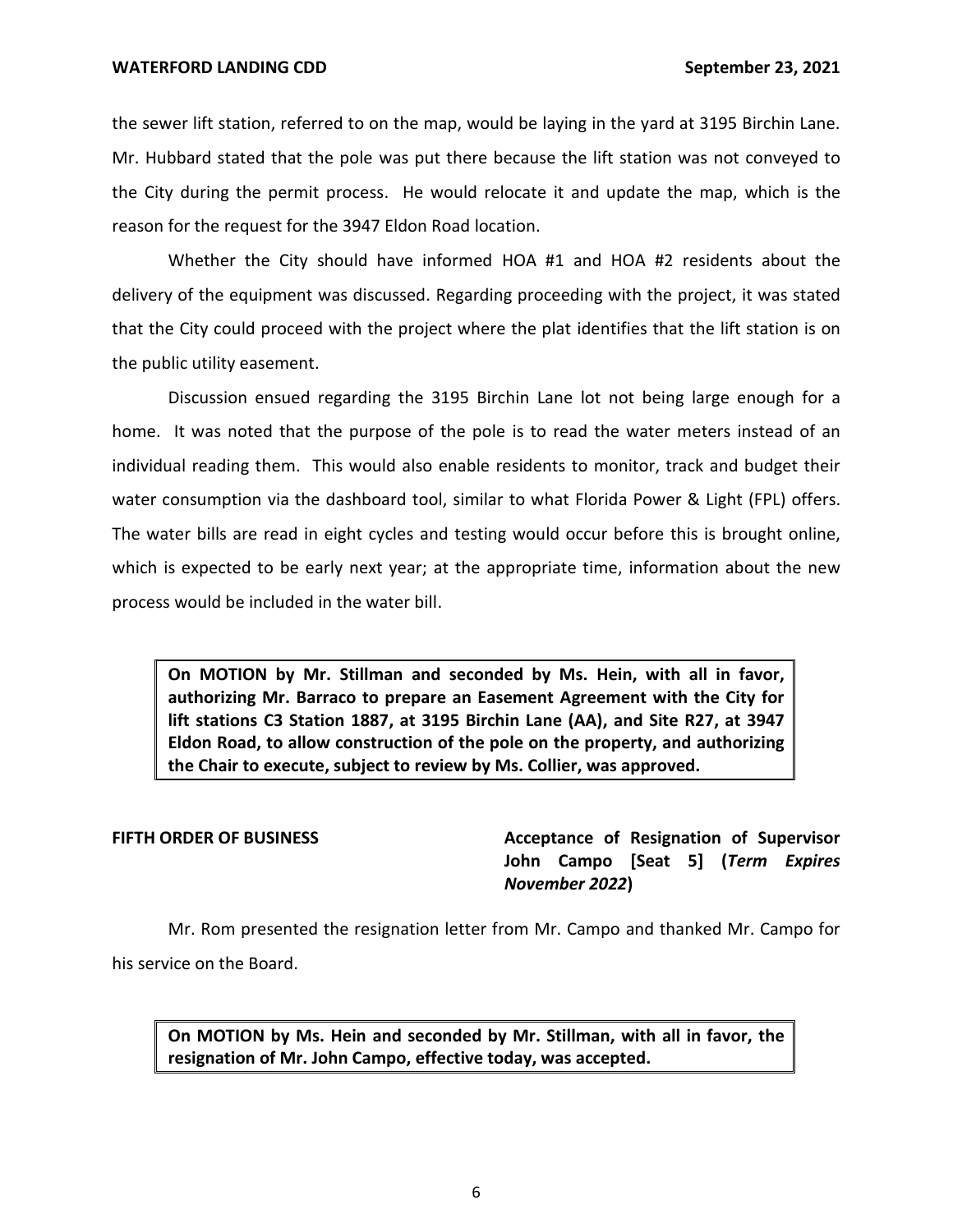the sewer lift station, referred to on the map, would be laying in the yard at 3195 Birchin Lane. Mr. Hubbard stated that the pole was put there because the lift station was not conveyed to the City during the permit process. He would relocate it and update the map, which is the reason for the request for the 3947 Eldon Road location.

Whether the City should have informed HOA #1 and HOA #2 residents about the delivery of the equipment was discussed. Regarding proceeding with the project, it was stated that the City could proceed with the project where the plat identifies that the lift station is on the public utility easement.

Discussion ensued regarding the 3195 Birchin Lane lot not being large enough for a home. It was noted that the purpose of the pole is to read the water meters instead of an individual reading them. This would also enable residents to monitor, track and budget their water consumption via the dashboard tool, similar to what Florida Power & Light (FPL) offers. The water bills are read in eight cycles and testing would occur before this is brought online, which is expected to be early next year; at the appropriate time, information about the new process would be included in the water bill.

> **On MOTION by Mr. Stillman and seconded by Ms. Hein, with all in favor, authorizing Mr. Barraco to prepare an Easement Agreement with the City for lift stations C3 Station 1887, at 3195 Birchin Lane (AA), and Site R27, at 3947 Eldon Road, to allow construction of the pole on the property, and authorizing the Chair to execute, subject to review by Ms. Collier, was approved.**

**FIFTH ORDER OF BUSINESS** **Acceptance of Resignation of Supervisor John Campo [Seat 5] (*Term Expires November 2022*)**

Mr. Rom presented the resignation letter from Mr. Campo and thanked Mr. Campo for his service on the Board.

> **On MOTION by Ms. Hein and seconded by Mr. Stillman, with all in favor, the resignation of Mr. John Campo, effective today, was accepted.**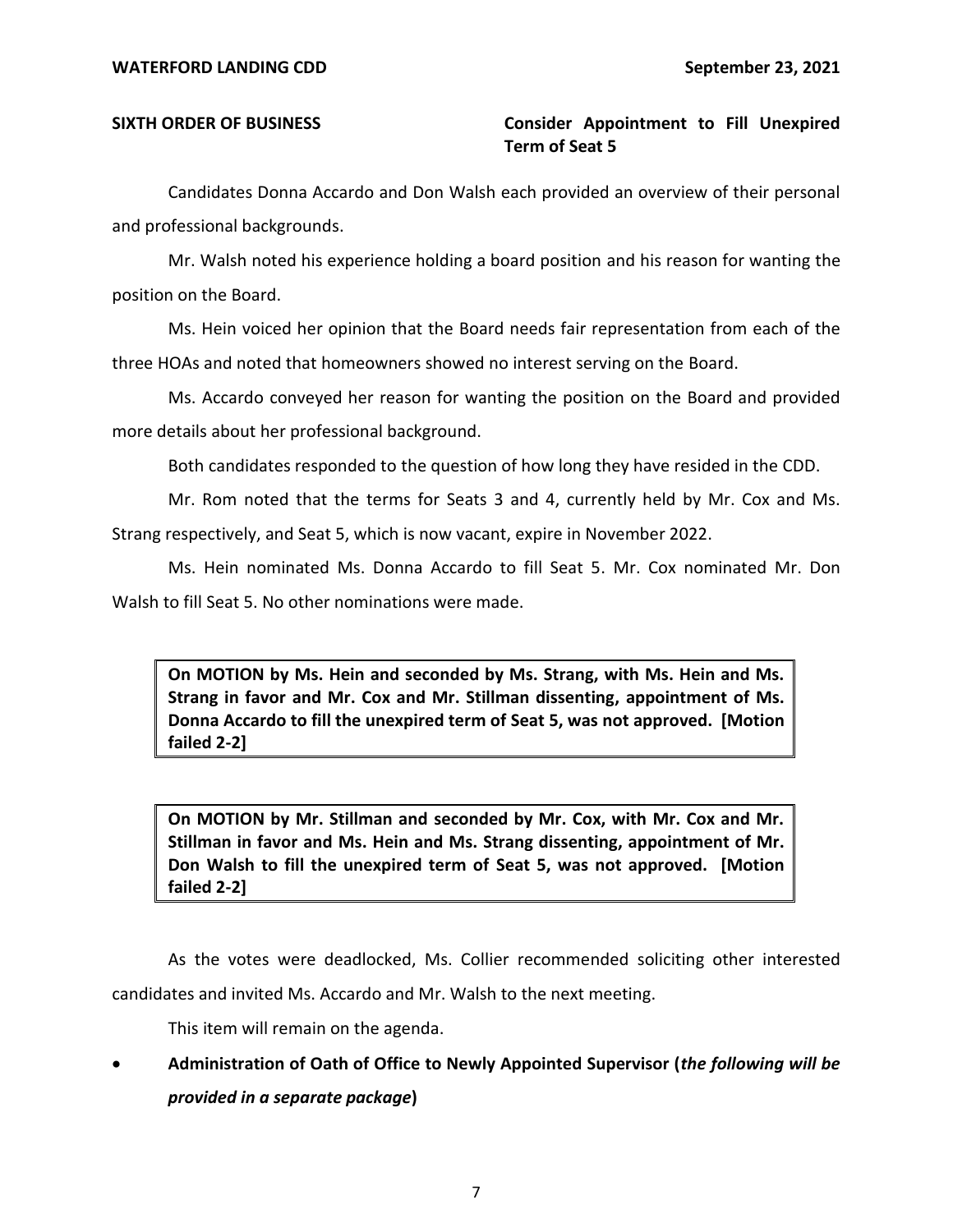**SIXTH ORDER OF BUSINESS** **Consider Appointment to Fill Unexpired Term of Seat 5**

Candidates Donna Accardo and Don Walsh each provided an overview of their personal and professional backgrounds.

Mr. Walsh noted his experience holding a board position and his reason for wanting the position on the Board.

Ms. Hein voiced her opinion that the Board needs fair representation from each of the three HOAs and noted that homeowners showed no interest serving on the Board.

Ms. Accardo conveyed her reason for wanting the position on the Board and provided more details about her professional background.

Both candidates responded to the question of how long they have resided in the CDD.

Mr. Rom noted that the terms for Seats 3 and 4, currently held by Mr. Cox and Ms. Strang respectively, and Seat 5, which is now vacant, expire in November 2022.

Ms. Hein nominated Ms. Donna Accardo to fill Seat 5. Mr. Cox nominated Mr. Don Walsh to fill Seat 5. No other nominations were made.

> **On MOTION by Ms. Hein and seconded by Ms. Strang, with Ms. Hein and Ms. Strang in favor and Mr. Cox and Mr. Stillman dissenting, appointment of Ms. Donna Accardo to fill the unexpired term of Seat 5, was not approved. [Motion failed 2-2]**

> **On MOTION by Mr. Stillman and seconded by Mr. Cox, with Mr. Cox and Mr. Stillman in favor and Ms. Hein and Ms. Strang dissenting, appointment of Mr. Don Walsh to fill the unexpired term of Seat 5, was not approved. [Motion failed 2-2]**

As the votes were deadlocked, Ms. Collier recommended soliciting other interested candidates and invited Ms. Accardo and Mr. Walsh to the next meeting.

This item will remain on the agenda.

- **Administration of Oath of Office to Newly Appointed Supervisor (*the following will be provided in a separate package*)**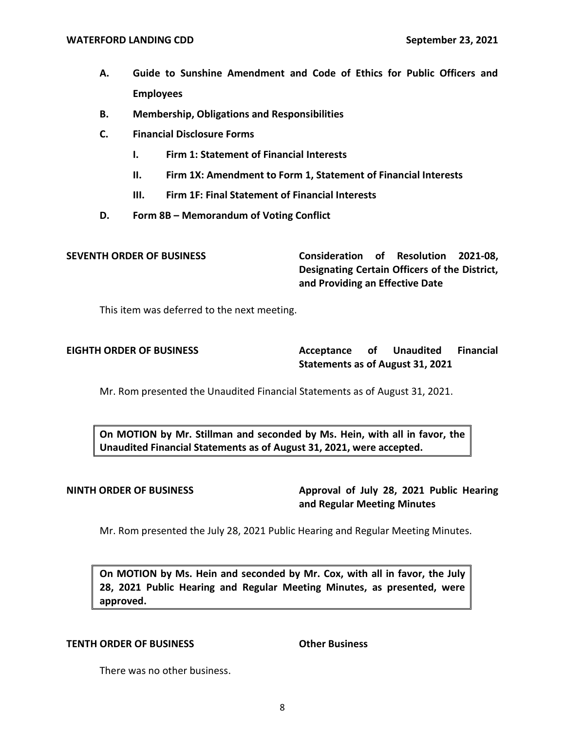- **A. Guide to Sunshine Amendment and Code of Ethics for Public Officers and Employees**
- **B. Membership, Obligations and Responsibilities**
- **C. Financial Disclosure Forms**
  - **I. Firm 1: Statement of Financial Interests**
  - **II. Firm 1X: Amendment to Form 1, Statement of Financial Interests**
  - **III. Firm 1F: Final Statement of Financial Interests**
- **D. Form 8B – Memorandum of Voting Conflict**

**SEVENTH ORDER OF BUSINESS** — **Consideration of Resolution 2021-08, Designating Certain Officers of the District, and Providing an Effective Date**

This item was deferred to the next meeting.

**EIGHTH ORDER OF BUSINESS** — **Acceptance of Unaudited Financial Statements as of August 31, 2021**

Mr. Rom presented the Unaudited Financial Statements as of August 31, 2021.

**On MOTION by Mr. Stillman and seconded by Ms. Hein, with all in favor, the Unaudited Financial Statements as of August 31, 2021, were accepted.**

**NINTH ORDER OF BUSINESS** — **Approval of July 28, 2021 Public Hearing and Regular Meeting Minutes**

Mr. Rom presented the July 28, 2021 Public Hearing and Regular Meeting Minutes.

**On MOTION by Ms. Hein and seconded by Mr. Cox, with all in favor, the July 28, 2021 Public Hearing and Regular Meeting Minutes, as presented, were approved.**

**TENTH ORDER OF BUSINESS** — **Other Business**

There was no other business.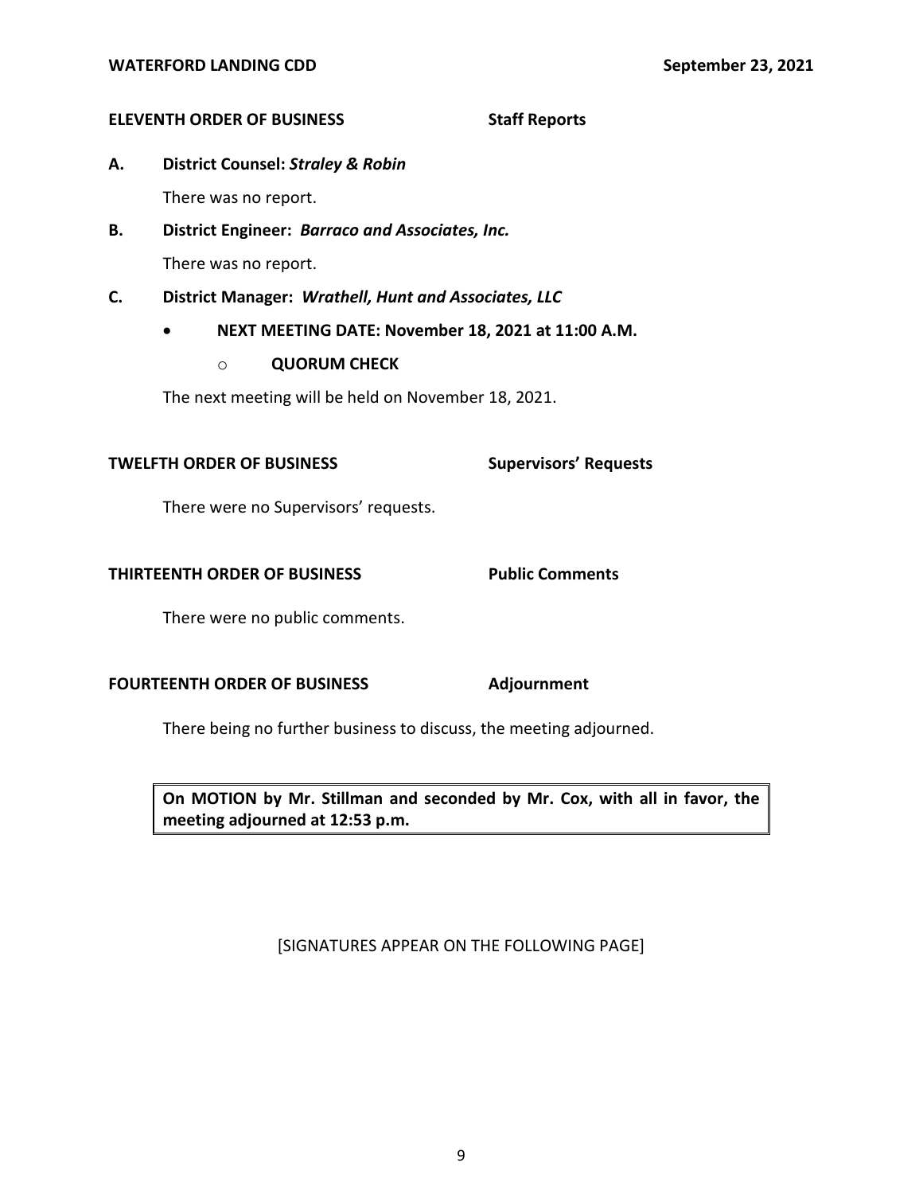**ELEVENTH ORDER OF BUSINESS** **Staff Reports**

**A. District Counsel: *Straley & Robin***

There was no report.

**B. District Engineer: *Barraco and Associates, Inc.***

There was no report.

**C. District Manager: *Wrathell, Hunt and Associates, LLC***

- **NEXT MEETING DATE: November 18, 2021 at 11:00 A.M.**
  - **QUORUM CHECK**

The next meeting will be held on November 18, 2021.

**TWELFTH ORDER OF BUSINESS** **Supervisors' Requests**

There were no Supervisors' requests.

**THIRTEENTH ORDER OF BUSINESS** **Public Comments**

There were no public comments.

**FOURTEENTH ORDER OF BUSINESS** **Adjournment**

There being no further business to discuss, the meeting adjourned.

> **On MOTION by Mr. Stillman and seconded by Mr. Cox, with all in favor, the meeting adjourned at 12:53 p.m.**

[SIGNATURES APPEAR ON THE FOLLOWING PAGE]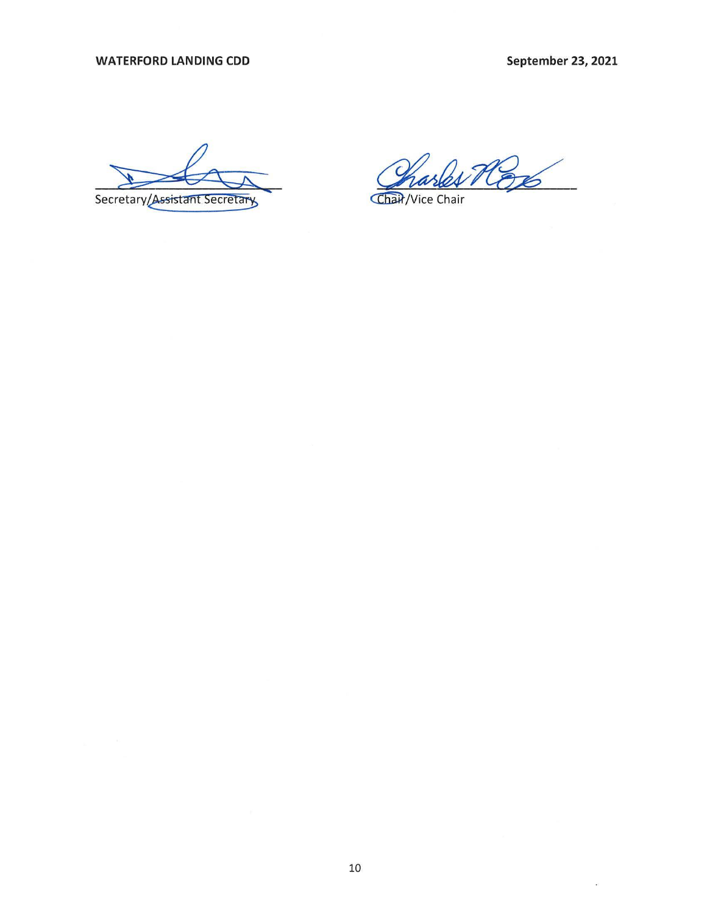| | |
|---|---|
| ___________________________ | ___________________________ |
| Secretary/Assistant Secretary | Chair/Vice Chair |